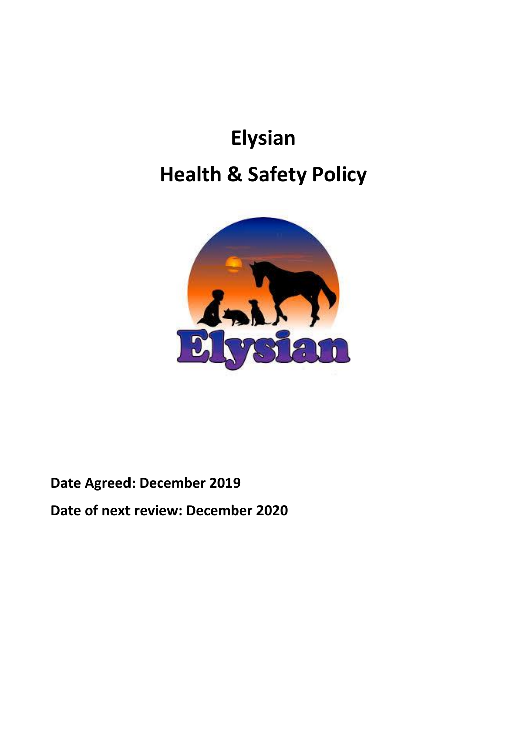# Elysian

# Health & Safety Policy

**Date Agreed: December 2019**

**Date of next review: December 2020**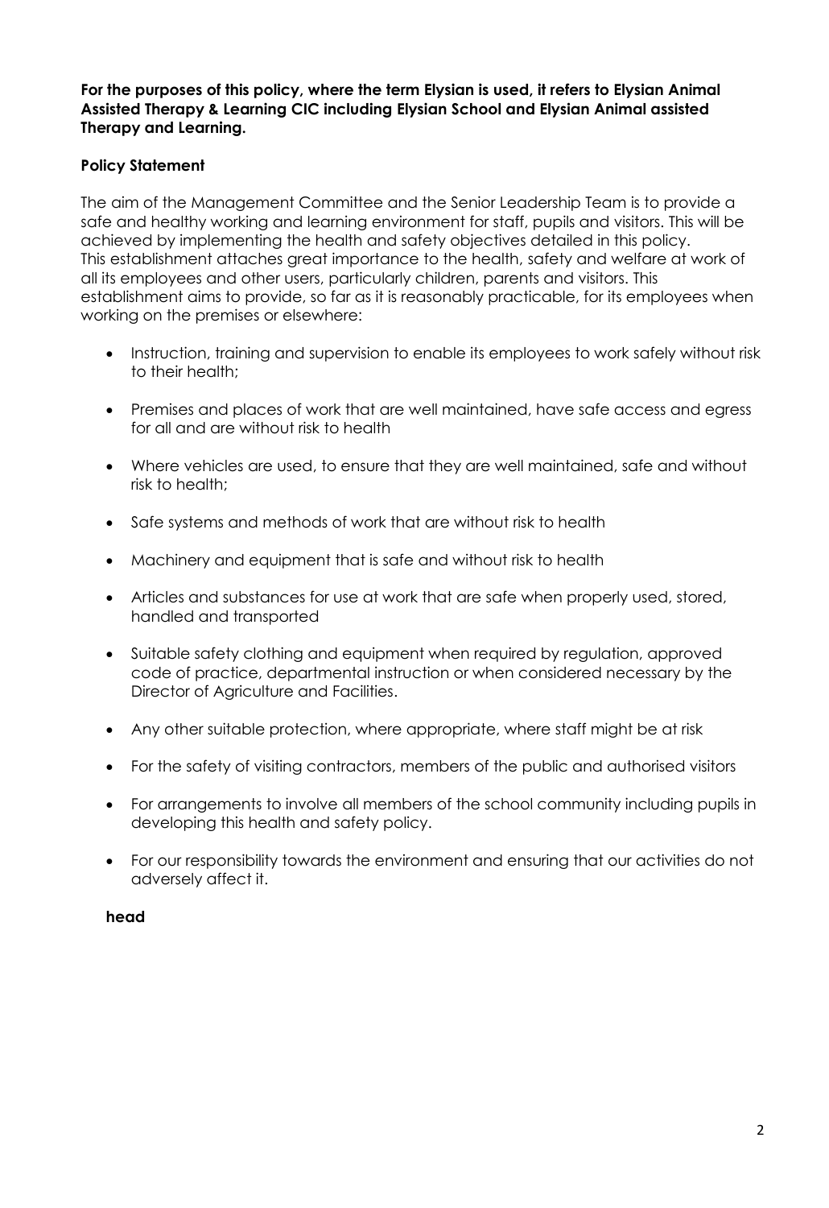**For the purposes of this policy, where the term Elysian is used, it refers to Elysian Animal Assisted Therapy & Learning CIC including Elysian School and Elysian Animal assisted Therapy and Learning.**

**Policy Statement**

The aim of the Management Committee and the Senior Leadership Team is to provide a safe and healthy working and learning environment for staff, pupils and visitors. This will be achieved by implementing the health and safety objectives detailed in this policy.
This establishment attaches great importance to the health, safety and welfare at work of all its employees and other users, particularly children, parents and visitors. This establishment aims to provide, so far as it is reasonably practicable, for its employees when working on the premises or elsewhere:

- Instruction, training and supervision to enable its employees to work safely without risk to their health;
- Premises and places of work that are well maintained, have safe access and egress for all and are without risk to health
- Where vehicles are used, to ensure that they are well maintained, safe and without risk to health;
- Safe systems and methods of work that are without risk to health
- Machinery and equipment that is safe and without risk to health
- Articles and substances for use at work that are safe when properly used, stored, handled and transported
- Suitable safety clothing and equipment when required by regulation, approved code of practice, departmental instruction or when considered necessary by the Director of Agriculture and Facilities.
- Any other suitable protection, where appropriate, where staff might be at risk
- For the safety of visiting contractors, members of the public and authorised visitors
- For arrangements to involve all members of the school community including pupils in developing this health and safety policy.
- For our responsibility towards the environment and ensuring that our activities do not adversely affect it.

**head**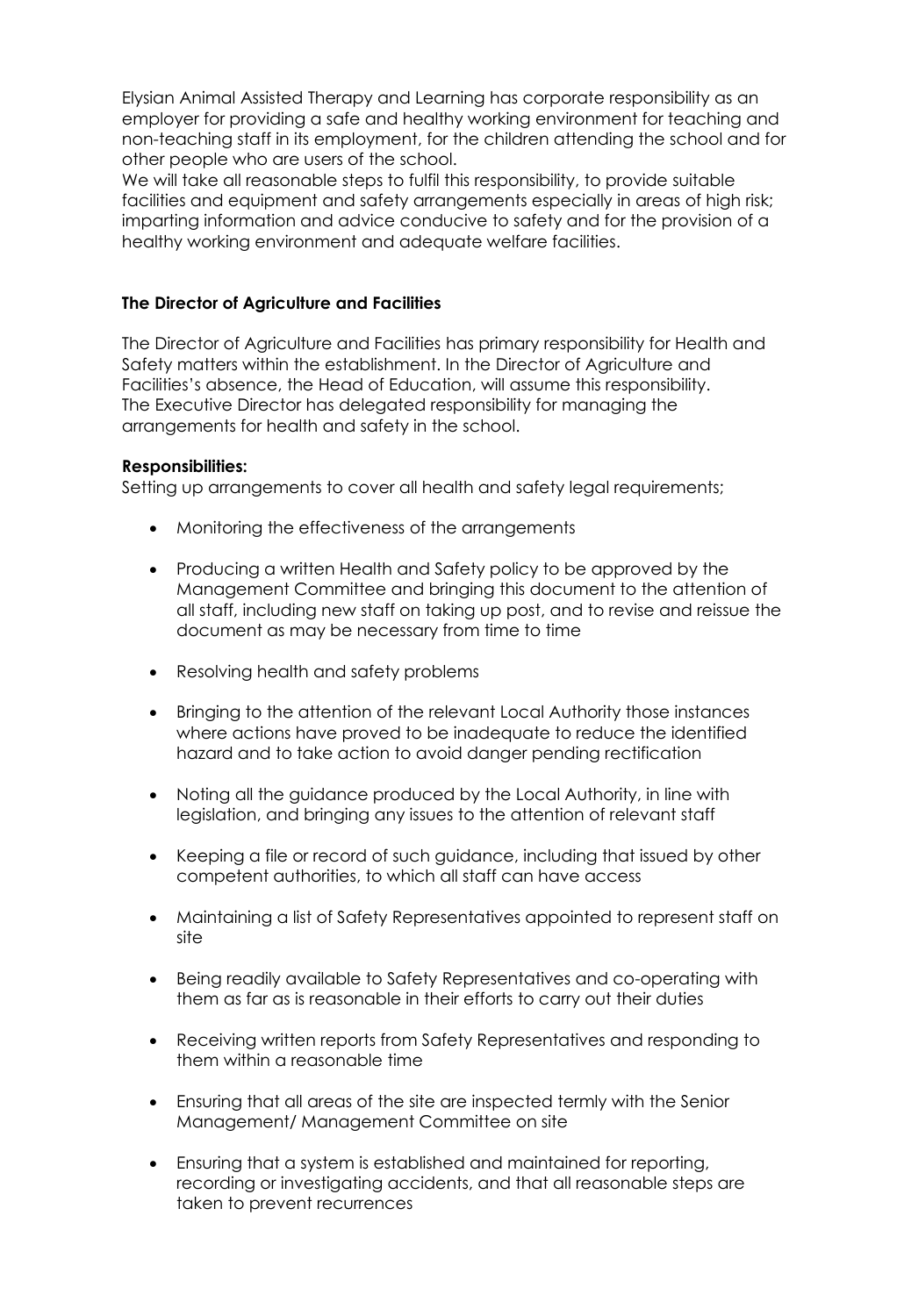Elysian Animal Assisted Therapy and Learning has corporate responsibility as an employer for providing a safe and healthy working environment for teaching and non-teaching staff in its employment, for the children attending the school and for other people who are users of the school.
We will take all reasonable steps to fulfil this responsibility, to provide suitable facilities and equipment and safety arrangements especially in areas of high risk; imparting information and advice conducive to safety and for the provision of a healthy working environment and adequate welfare facilities.

### The Director of Agriculture and Facilities

The Director of Agriculture and Facilities has primary responsibility for Health and Safety matters within the establishment. In the Director of Agriculture and Facilities's absence, the Head of Education, will assume this responsibility. The Executive Director has delegated responsibility for managing the arrangements for health and safety in the school.

**Responsibilities:**
Setting up arrangements to cover all health and safety legal requirements;

- Monitoring the effectiveness of the arrangements
- Producing a written Health and Safety policy to be approved by the Management Committee and bringing this document to the attention of all staff, including new staff on taking up post, and to revise and reissue the document as may be necessary from time to time
- Resolving health and safety problems
- Bringing to the attention of the relevant Local Authority those instances where actions have proved to be inadequate to reduce the identified hazard and to take action to avoid danger pending rectification
- Noting all the guidance produced by the Local Authority, in line with legislation, and bringing any issues to the attention of relevant staff
- Keeping a file or record of such guidance, including that issued by other competent authorities, to which all staff can have access
- Maintaining a list of Safety Representatives appointed to represent staff on site
- Being readily available to Safety Representatives and co-operating with them as far as is reasonable in their efforts to carry out their duties
- Receiving written reports from Safety Representatives and responding to them within a reasonable time
- Ensuring that all areas of the site are inspected termly with the Senior Management/ Management Committee on site
- Ensuring that a system is established and maintained for reporting, recording or investigating accidents, and that all reasonable steps are taken to prevent recurrences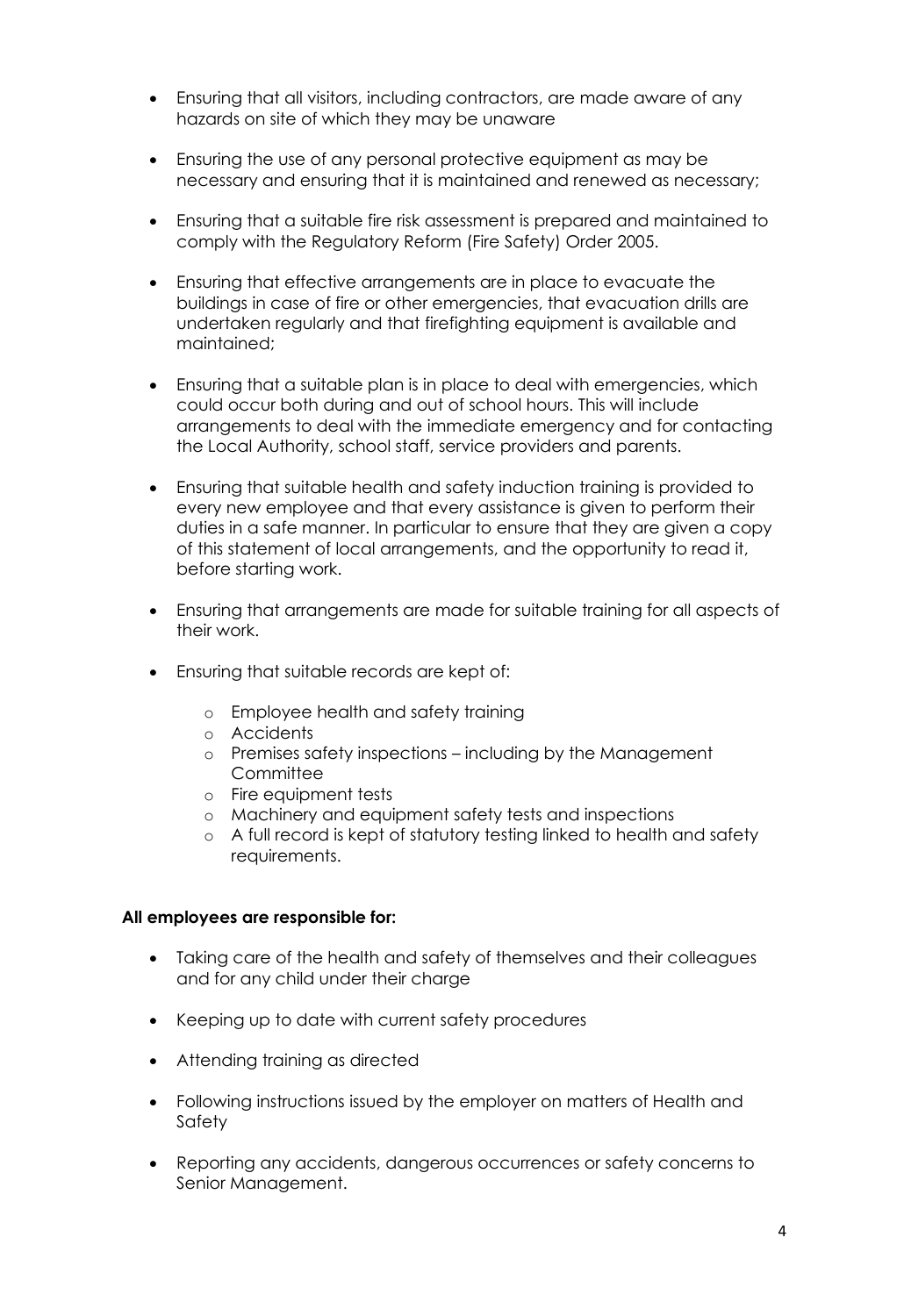- Ensuring that all visitors, including contractors, are made aware of any hazards on site of which they may be unaware

- Ensuring the use of any personal protective equipment as may be necessary and ensuring that it is maintained and renewed as necessary;

- Ensuring that a suitable fire risk assessment is prepared and maintained to comply with the Regulatory Reform (Fire Safety) Order 2005.

- Ensuring that effective arrangements are in place to evacuate the buildings in case of fire or other emergencies, that evacuation drills are undertaken regularly and that firefighting equipment is available and maintained;

- Ensuring that a suitable plan is in place to deal with emergencies, which could occur both during and out of school hours. This will include arrangements to deal with the immediate emergency and for contacting the Local Authority, school staff, service providers and parents.

- Ensuring that suitable health and safety induction training is provided to every new employee and that every assistance is given to perform their duties in a safe manner. In particular to ensure that they are given a copy of this statement of local arrangements, and the opportunity to read it, before starting work.

- Ensuring that arrangements are made for suitable training for all aspects of their work.

- Ensuring that suitable records are kept of:
  - Employee health and safety training
  - Accidents
  - Premises safety inspections – including by the Management Committee
  - Fire equipment tests
  - Machinery and equipment safety tests and inspections
  - A full record is kept of statutory testing linked to health and safety requirements.

**All employees are responsible for:**

- Taking care of the health and safety of themselves and their colleagues and for any child under their charge

- Keeping up to date with current safety procedures

- Attending training as directed

- Following instructions issued by the employer on matters of Health and Safety

- Reporting any accidents, dangerous occurrences or safety concerns to Senior Management.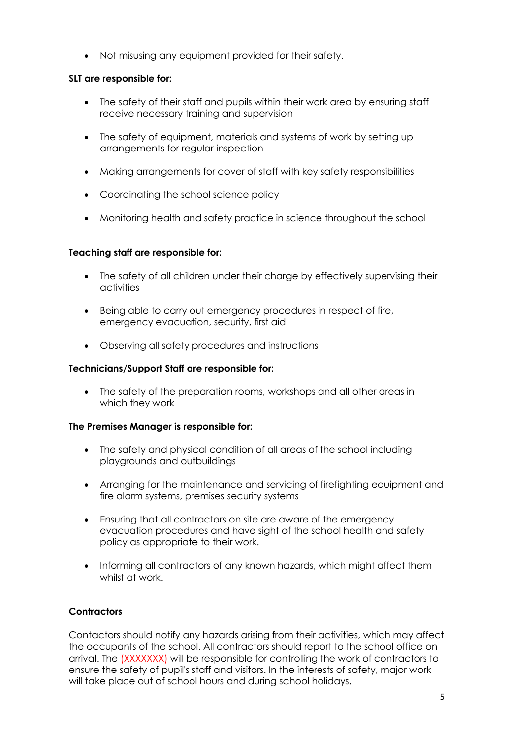- Not misusing any equipment provided for their safety.

**SLT are responsible for:**

- The safety of their staff and pupils within their work area by ensuring staff receive necessary training and supervision
- The safety of equipment, materials and systems of work by setting up arrangements for regular inspection
- Making arrangements for cover of staff with key safety responsibilities
- Coordinating the school science policy
- Monitoring health and safety practice in science throughout the school

**Teaching staff are responsible for:**

- The safety of all children under their charge by effectively supervising their activities
- Being able to carry out emergency procedures in respect of fire, emergency evacuation, security, first aid
- Observing all safety procedures and instructions

**Technicians/Support Staff are responsible for:**

- The safety of the preparation rooms, workshops and all other areas in which they work

**The Premises Manager is responsible for:**

- The safety and physical condition of all areas of the school including playgrounds and outbuildings
- Arranging for the maintenance and servicing of firefighting equipment and fire alarm systems, premises security systems
- Ensuring that all contractors on site are aware of the emergency evacuation procedures and have sight of the school health and safety policy as appropriate to their work.
- Informing all contractors of any known hazards, which might affect them whilst at work.

**Contractors**

Contactors should notify any hazards arising from their activities, which may affect the occupants of the school. All contractors should report to the school office on arrival. The (XXXXXXX) will be responsible for controlling the work of contractors to ensure the safety of pupil's staff and visitors. In the interests of safety, major work will take place out of school hours and during school holidays.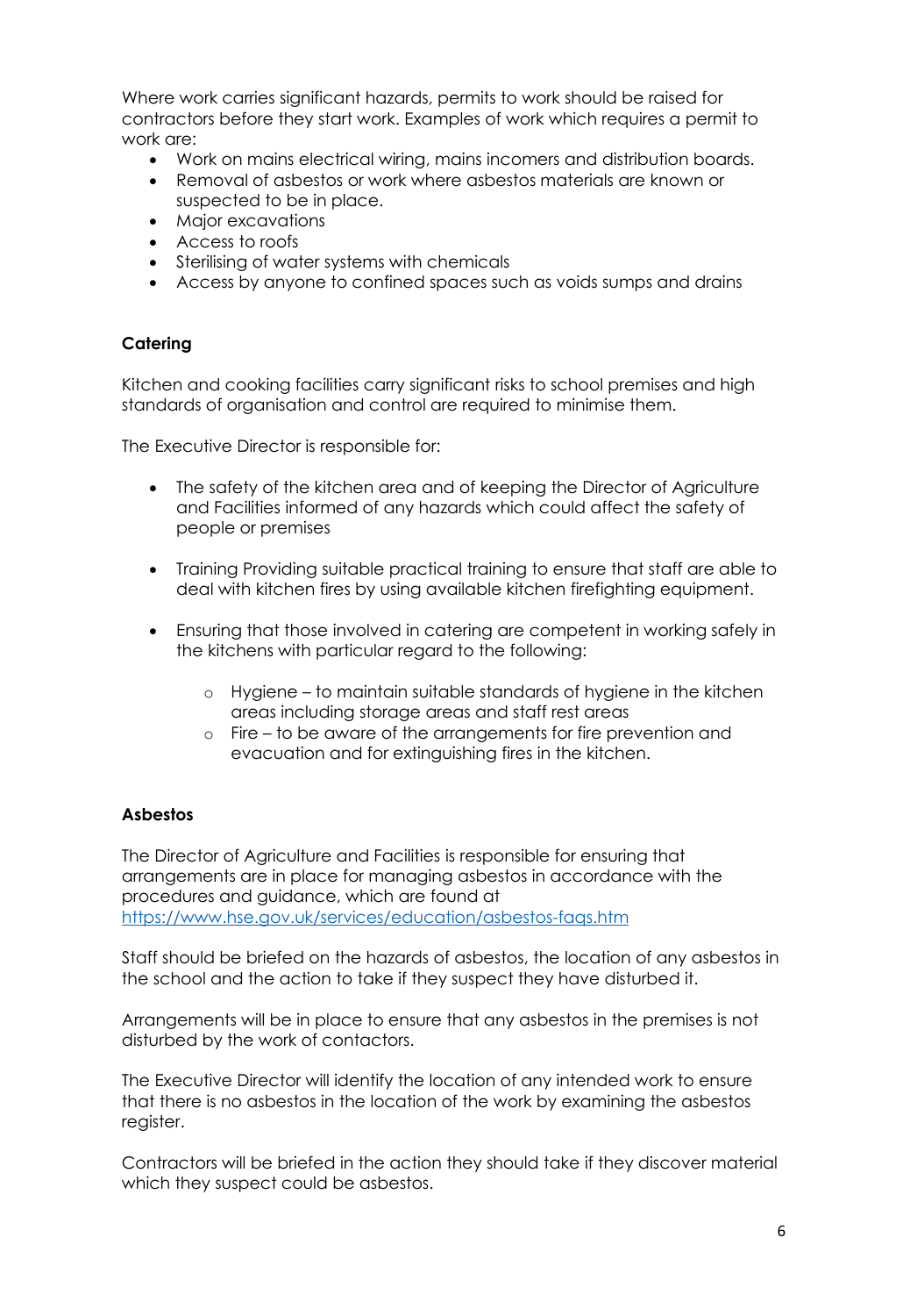Where work carries significant hazards, permits to work should be raised for contractors before they start work. Examples of work which requires a permit to work are:

- Work on mains electrical wiring, mains incomers and distribution boards.
- Removal of asbestos or work where asbestos materials are known or suspected to be in place.
- Major excavations
- Access to roofs
- Sterilising of water systems with chemicals
- Access by anyone to confined spaces such as voids sumps and drains

**Catering**

Kitchen and cooking facilities carry significant risks to school premises and high standards of organisation and control are required to minimise them.

The Executive Director is responsible for:

- The safety of the kitchen area and of keeping the Director of Agriculture and Facilities informed of any hazards which could affect the safety of people or premises

- Training Providing suitable practical training to ensure that staff are able to deal with kitchen fires by using available kitchen firefighting equipment.

- Ensuring that those involved in catering are competent in working safely in the kitchens with particular regard to the following:

    - Hygiene – to maintain suitable standards of hygiene in the kitchen areas including storage areas and staff rest areas
    - Fire – to be aware of the arrangements for fire prevention and evacuation and for extinguishing fires in the kitchen.

**Asbestos**

The Director of Agriculture and Facilities is responsible for ensuring that arrangements are in place for managing asbestos in accordance with the procedures and guidance, which are found at [https://www.hse.gov.uk/services/education/asbestos-faqs.htm](https://www.hse.gov.uk/services/education/asbestos-faqs.htm)

Staff should be briefed on the hazards of asbestos, the location of any asbestos in the school and the action to take if they suspect they have disturbed it.

Arrangements will be in place to ensure that any asbestos in the premises is not disturbed by the work of contactors.

The Executive Director will identify the location of any intended work to ensure that there is no asbestos in the location of the work by examining the asbestos register.

Contractors will be briefed in the action they should take if they discover material which they suspect could be asbestos.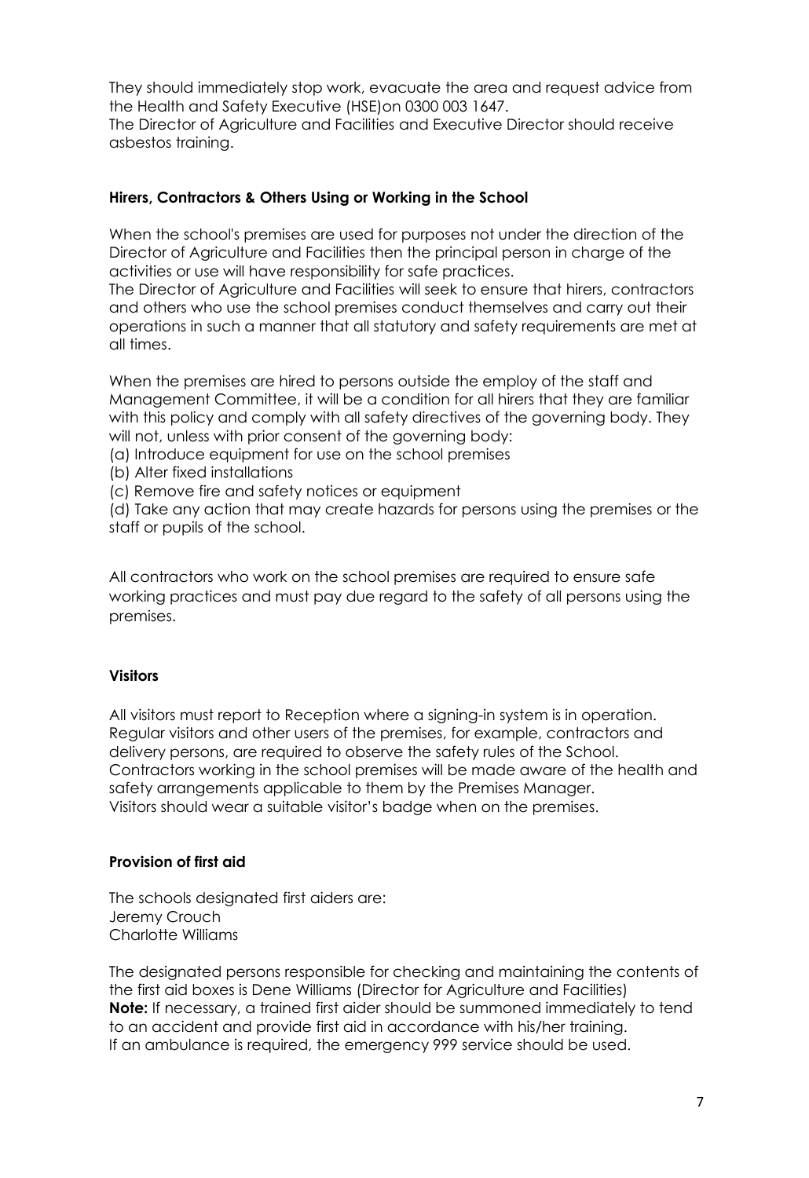They should immediately stop work, evacuate the area and request advice from the Health and Safety Executive (HSE)on 0300 003 1647.
The Director of Agriculture and Facilities and Executive Director should receive asbestos training.

**Hirers, Contractors & Others Using or Working in the School**

When the school's premises are used for purposes not under the direction of the Director of Agriculture and Facilities then the principal person in charge of the activities or use will have responsibility for safe practices.
The Director of Agriculture and Facilities will seek to ensure that hirers, contractors and others who use the school premises conduct themselves and carry out their operations in such a manner that all statutory and safety requirements are met at all times.

When the premises are hired to persons outside the employ of the staff and Management Committee, it will be a condition for all hirers that they are familiar with this policy and comply with all safety directives of the governing body. They will not, unless with prior consent of the governing body:
(a) Introduce equipment for use on the school premises
(b) Alter fixed installations
(c) Remove fire and safety notices or equipment
(d) Take any action that may create hazards for persons using the premises or the staff or pupils of the school.

All contractors who work on the school premises are required to ensure safe working practices and must pay due regard to the safety of all persons using the premises.

**Visitors**

All visitors must report to Reception where a signing-in system is in operation.
Regular visitors and other users of the premises, for example, contractors and delivery persons, are required to observe the safety rules of the School.
Contractors working in the school premises will be made aware of the health and safety arrangements applicable to them by the Premises Manager.
Visitors should wear a suitable visitor's badge when on the premises.

**Provision of first aid**

The schools designated first aiders are:
Jeremy Crouch
Charlotte Williams

The designated persons responsible for checking and maintaining the contents of the first aid boxes is Dene Williams (Director for Agriculture and Facilities)
**Note:** If necessary, a trained first aider should be summoned immediately to tend to an accident and provide first aid in accordance with his/her training.
If an ambulance is required, the emergency 999 service should be used.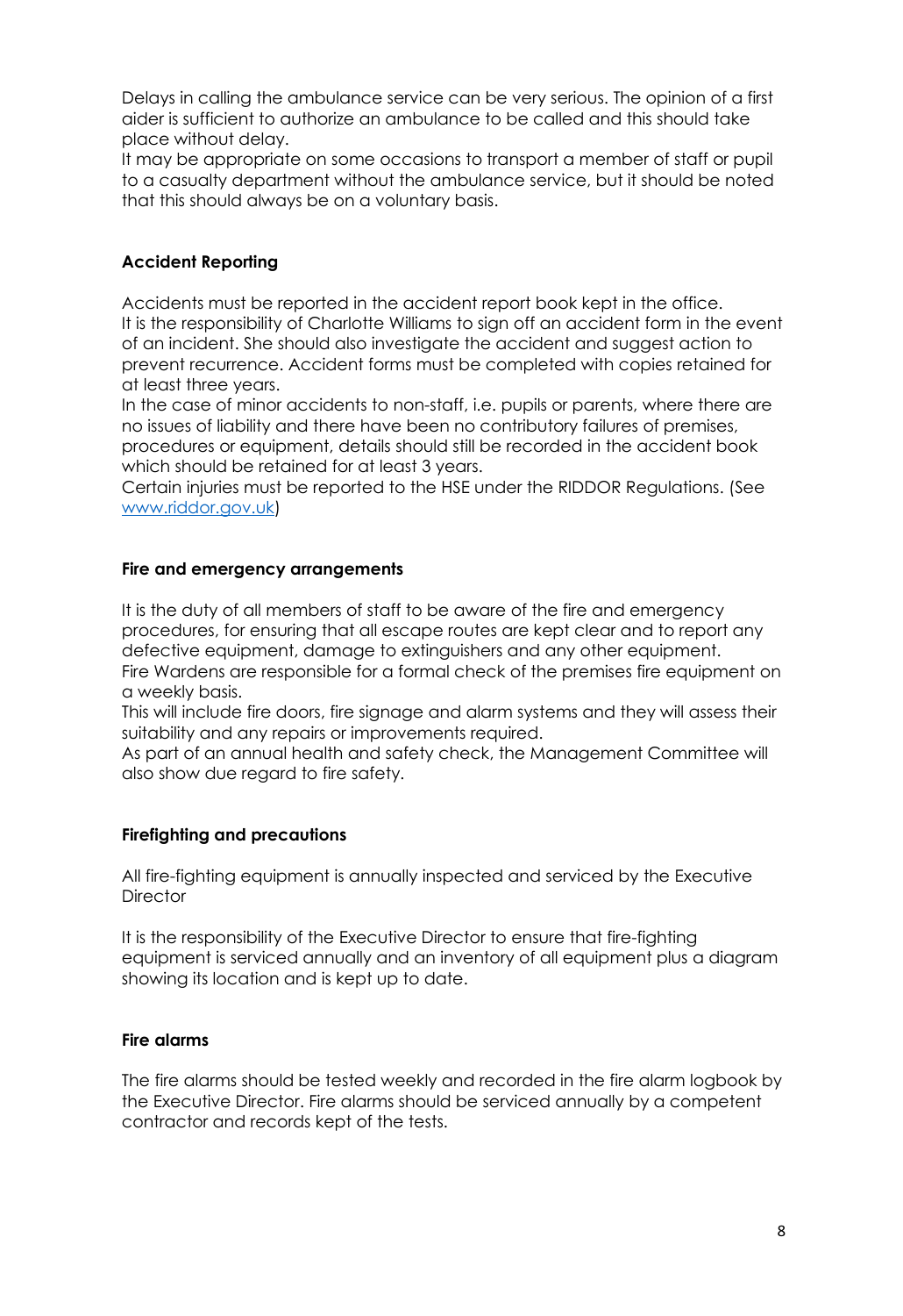Delays in calling the ambulance service can be very serious. The opinion of a first aider is sufficient to authorize an ambulance to be called and this should take place without delay.
It may be appropriate on some occasions to transport a member of staff or pupil to a casualty department without the ambulance service, but it should be noted that this should always be on a voluntary basis.

**Accident Reporting**

Accidents must be reported in the accident report book kept in the office.
It is the responsibility of Charlotte Williams to sign off an accident form in the event of an incident. She should also investigate the accident and suggest action to prevent recurrence. Accident forms must be completed with copies retained for at least three years.
In the case of minor accidents to non-staff, i.e. pupils or parents, where there are no issues of liability and there have been no contributory failures of premises, procedures or equipment, details should still be recorded in the accident book which should be retained for at least 3 years.
Certain injuries must be reported to the HSE under the RIDDOR Regulations. (See [www.riddor.gov.uk](www.riddor.gov.uk))

**Fire and emergency arrangements**

It is the duty of all members of staff to be aware of the fire and emergency procedures, for ensuring that all escape routes are kept clear and to report any defective equipment, damage to extinguishers and any other equipment.
Fire Wardens are responsible for a formal check of the premises fire equipment on a weekly basis.
This will include fire doors, fire signage and alarm systems and they will assess their suitability and any repairs or improvements required.
As part of an annual health and safety check, the Management Committee will also show due regard to fire safety.

**Firefighting and precautions**

All fire-fighting equipment is annually inspected and serviced by the Executive Director

It is the responsibility of the Executive Director to ensure that fire-fighting equipment is serviced annually and an inventory of all equipment plus a diagram showing its location and is kept up to date.

**Fire alarms**

The fire alarms should be tested weekly and recorded in the fire alarm logbook by the Executive Director. Fire alarms should be serviced annually by a competent contractor and records kept of the tests.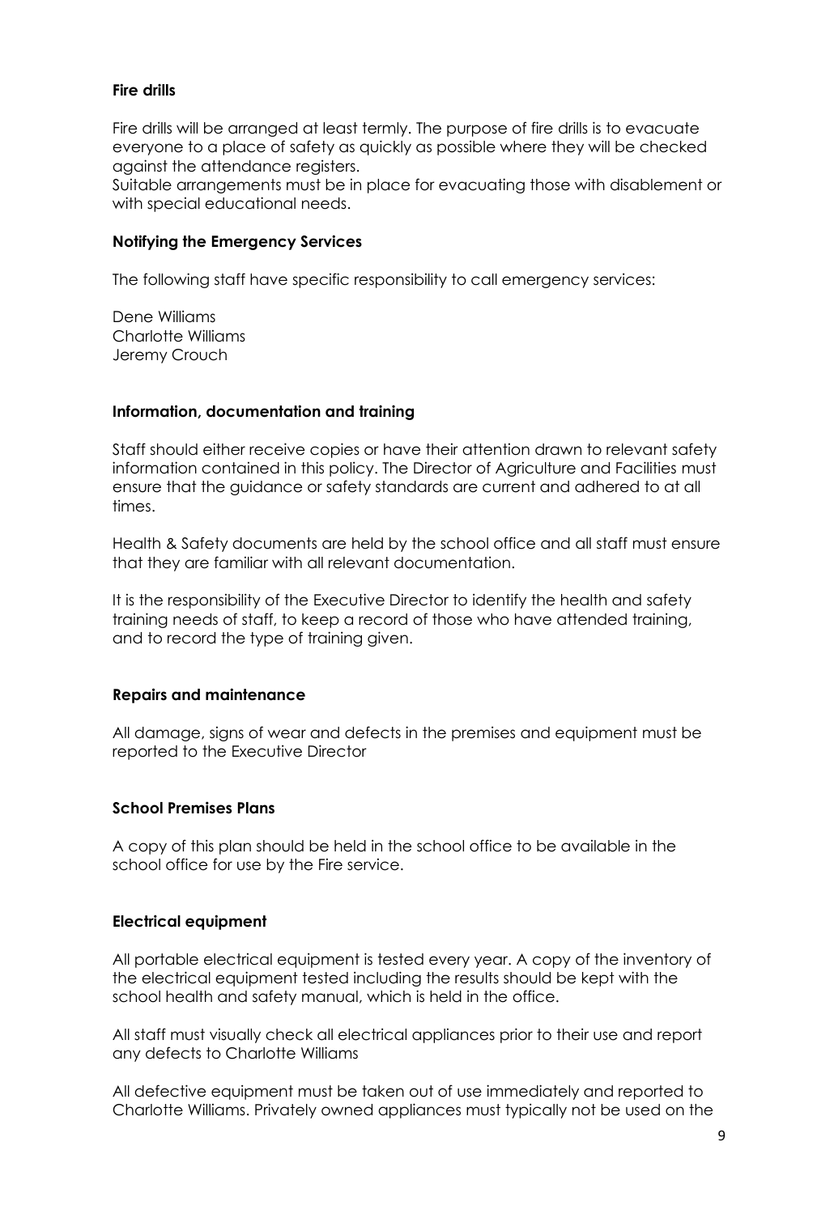**Fire drills**

Fire drills will be arranged at least termly. The purpose of fire drills is to evacuate everyone to a place of safety as quickly as possible where they will be checked against the attendance registers.
Suitable arrangements must be in place for evacuating those with disablement or with special educational needs.

**Notifying the Emergency Services**

The following staff have specific responsibility to call emergency services:

Dene Williams
Charlotte Williams
Jeremy Crouch

**Information, documentation and training**

Staff should either receive copies or have their attention drawn to relevant safety information contained in this policy. The Director of Agriculture and Facilities must ensure that the guidance or safety standards are current and adhered to at all times.

Health & Safety documents are held by the school office and all staff must ensure that they are familiar with all relevant documentation.

It is the responsibility of the Executive Director to identify the health and safety training needs of staff, to keep a record of those who have attended training, and to record the type of training given.

**Repairs and maintenance**

All damage, signs of wear and defects in the premises and equipment must be reported to the Executive Director

**School Premises Plans**

A copy of this plan should be held in the school office to be available in the school office for use by the Fire service.

**Electrical equipment**

All portable electrical equipment is tested every year. A copy of the inventory of the electrical equipment tested including the results should be kept with the school health and safety manual, which is held in the office.

All staff must visually check all electrical appliances prior to their use and report any defects to Charlotte Williams

All defective equipment must be taken out of use immediately and reported to Charlotte Williams. Privately owned appliances must typically not be used on the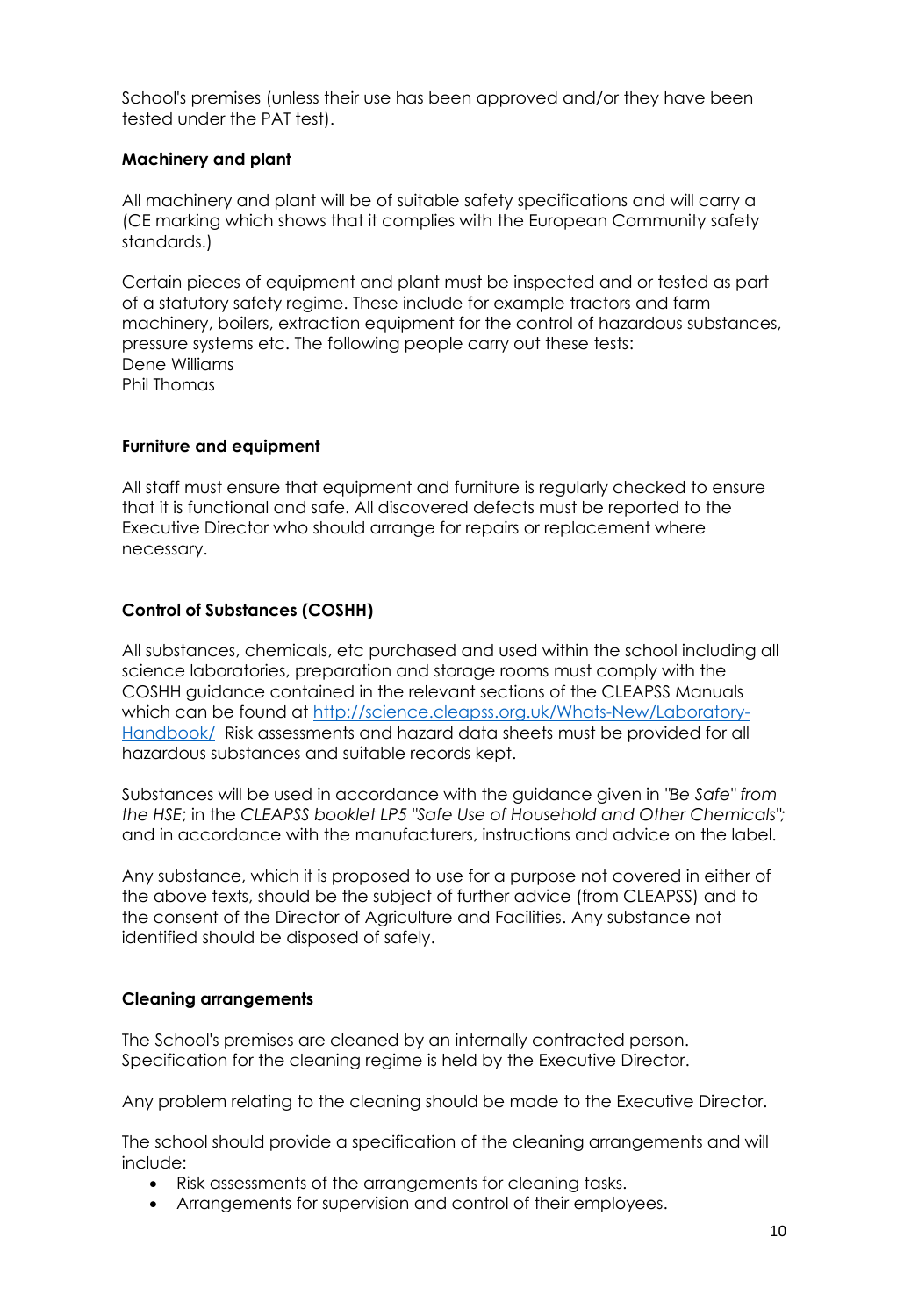School's premises (unless their use has been approved and/or they have been tested under the PAT test).

**Machinery and plant**

All machinery and plant will be of suitable safety specifications and will carry a (CE marking which shows that it complies with the European Community safety standards.)

Certain pieces of equipment and plant must be inspected and or tested as part of a statutory safety regime. These include for example tractors and farm machinery, boilers, extraction equipment for the control of hazardous substances, pressure systems etc. The following people carry out these tests:
Dene Williams
Phil Thomas

**Furniture and equipment**

All staff must ensure that equipment and furniture is regularly checked to ensure that it is functional and safe. All discovered defects must be reported to the Executive Director who should arrange for repairs or replacement where necessary.

**Control of Substances (COSHH)**

All substances, chemicals, etc purchased and used within the school including all science laboratories, preparation and storage rooms must comply with the COSHH guidance contained in the relevant sections of the CLEAPSS Manuals which can be found at [http://science.cleapss.org.uk/Whats-New/Laboratory-Handbook/](http://science.cleapss.org.uk/Whats-New/Laboratory-Handbook/) Risk assessments and hazard data sheets must be provided for all hazardous substances and suitable records kept.

Substances will be used in accordance with the guidance given in *"Be Safe" from the HSE*; in the *CLEAPSS booklet LP5 "Safe Use of Household and Other Chemicals";* and in accordance with the manufacturers, instructions and advice on the label.

Any substance, which it is proposed to use for a purpose not covered in either of the above texts, should be the subject of further advice (from CLEAPSS) and to the consent of the Director of Agriculture and Facilities. Any substance not identified should be disposed of safely.

**Cleaning arrangements**

The School's premises are cleaned by an internally contracted person. Specification for the cleaning regime is held by the Executive Director.

Any problem relating to the cleaning should be made to the Executive Director.

The school should provide a specification of the cleaning arrangements and will include:

- Risk assessments of the arrangements for cleaning tasks.
- Arrangements for supervision and control of their employees.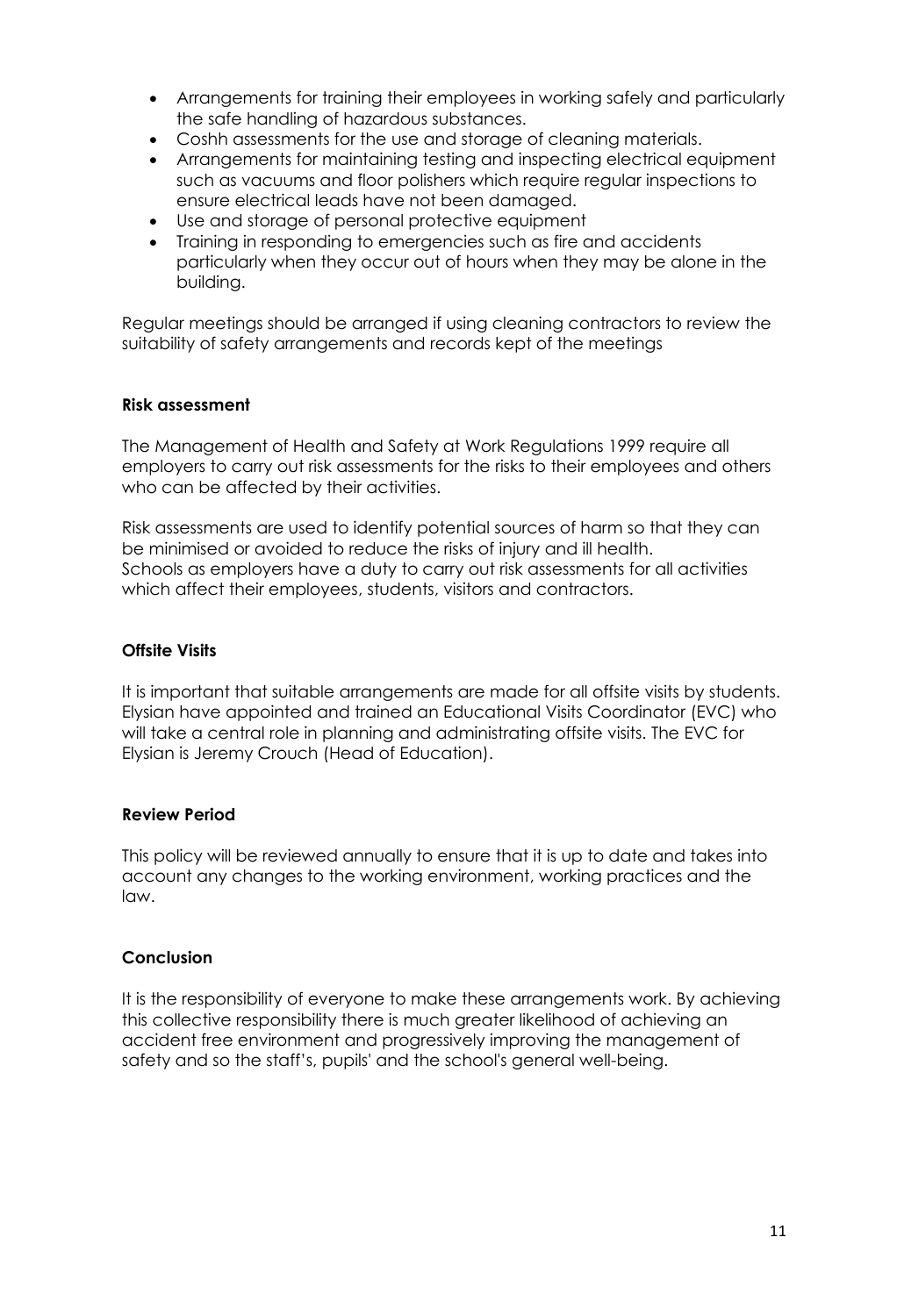- Arrangements for training their employees in working safely and particularly the safe handling of hazardous substances.
- Coshh assessments for the use and storage of cleaning materials.
- Arrangements for maintaining testing and inspecting electrical equipment such as vacuums and floor polishers which require regular inspections to ensure electrical leads have not been damaged.
- Use and storage of personal protective equipment
- Training in responding to emergencies such as fire and accidents particularly when they occur out of hours when they may be alone in the building.

Regular meetings should be arranged if using cleaning contractors to review the suitability of safety arrangements and records kept of the meetings

**Risk assessment**

The Management of Health and Safety at Work Regulations 1999 require all employers to carry out risk assessments for the risks to their employees and others who can be affected by their activities.

Risk assessments are used to identify potential sources of harm so that they can be minimised or avoided to reduce the risks of injury and ill health.
Schools as employers have a duty to carry out risk assessments for all activities which affect their employees, students, visitors and contractors.

**Offsite Visits**

It is important that suitable arrangements are made for all offsite visits by students. Elysian have appointed and trained an Educational Visits Coordinator (EVC) who will take a central role in planning and administrating offsite visits. The EVC for Elysian is Jeremy Crouch (Head of Education).

**Review Period**

This policy will be reviewed annually to ensure that it is up to date and takes into account any changes to the working environment, working practices and the law.

**Conclusion**

It is the responsibility of everyone to make these arrangements work. By achieving this collective responsibility there is much greater likelihood of achieving an accident free environment and progressively improving the management of safety and so the staff's, pupils' and the school's general well-being.